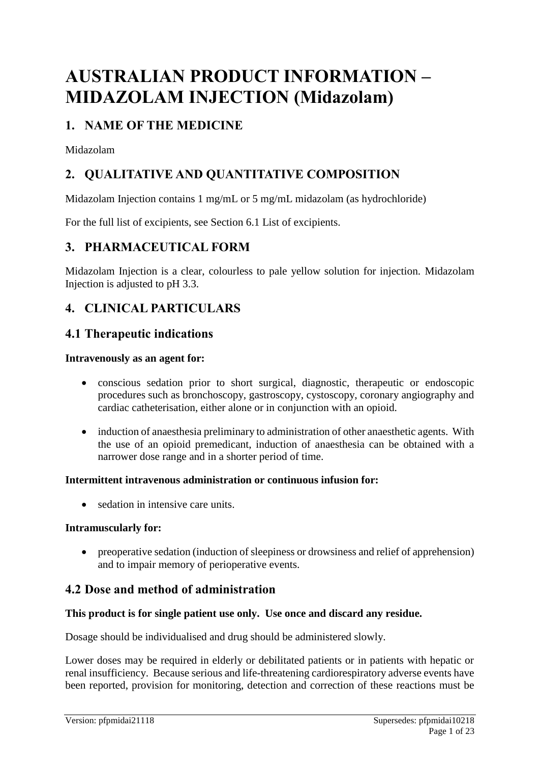# AUSTRALIAN PRODUCT INFORMATION – MIDAZOLAM INJECTION (Midazolam)

## 1. NAME OF THE MEDICINE

Midazolam

## 2. QUALITATIVE AND QUANTITATIVE COMPOSITION

Midazolam Injection contains 1 mg/mL or 5 mg/mL midazolam (as hydrochloride)

For the full list of excipients, see Section 6.1 List of excipients.

## 3. PHARMACEUTICAL FORM

Midazolam Injection is a clear, colourless to pale yellow solution for injection. Midazolam Injection is adjusted to pH 3.3.

## 4. CLINICAL PARTICULARS

### 4.1 Therapeutic indications

**Intravenously as an agent for:**

- conscious sedation prior to short surgical, diagnostic, therapeutic or endoscopic procedures such as bronchoscopy, gastroscopy, cystoscopy, coronary angiography and cardiac catheterisation, either alone or in conjunction with an opioid.
- induction of anaesthesia preliminary to administration of other anaesthetic agents. With the use of an opioid premedicant, induction of anaesthesia can be obtained with a narrower dose range and in a shorter period of time.

**Intermittent intravenous administration or continuous infusion for:**

- sedation in intensive care units.

**Intramuscularly for:**

- preoperative sedation (induction of sleepiness or drowsiness and relief of apprehension) and to impair memory of perioperative events.

### 4.2 Dose and method of administration

**This product is for single patient use only. Use once and discard any residue.**

Dosage should be individualised and drug should be administered slowly.

Lower doses may be required in elderly or debilitated patients or in patients with hepatic or renal insufficiency. Because serious and life-threatening cardiorespiratory adverse events have been reported, provision for monitoring, detection and correction of these reactions must be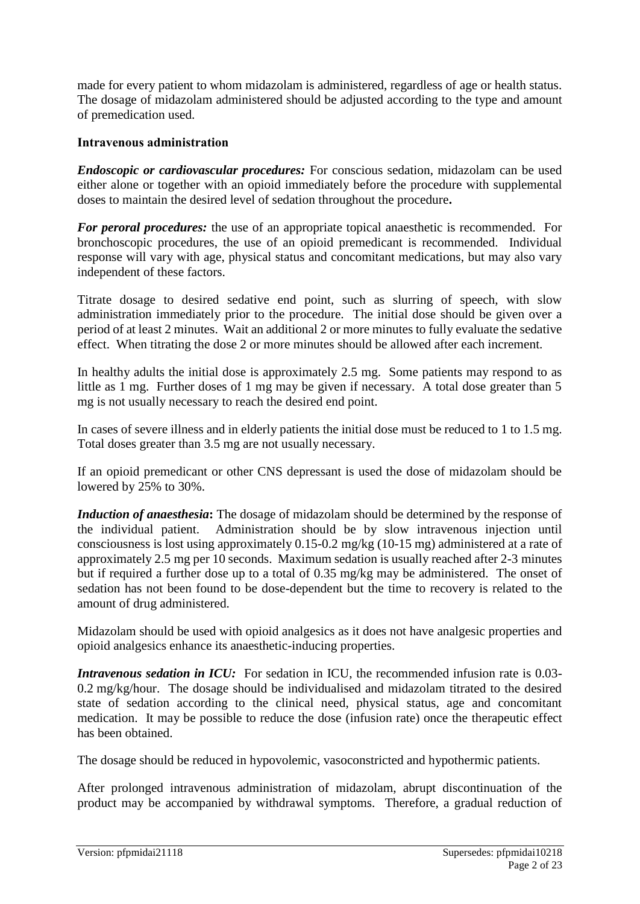made for every patient to whom midazolam is administered, regardless of age or health status. The dosage of midazolam administered should be adjusted according to the type and amount of premedication used.

### Intravenous administration

***Endoscopic or cardiovascular procedures:*** For conscious sedation, midazolam can be used either alone or together with an opioid immediately before the procedure with supplemental doses to maintain the desired level of sedation throughout the procedure**.**

***For peroral procedures:*** the use of an appropriate topical anaesthetic is recommended. For bronchoscopic procedures, the use of an opioid premedicant is recommended. Individual response will vary with age, physical status and concomitant medications, but may also vary independent of these factors.

Titrate dosage to desired sedative end point, such as slurring of speech, with slow administration immediately prior to the procedure. The initial dose should be given over a period of at least 2 minutes. Wait an additional 2 or more minutes to fully evaluate the sedative effect. When titrating the dose 2 or more minutes should be allowed after each increment.

In healthy adults the initial dose is approximately 2.5 mg. Some patients may respond to as little as 1 mg. Further doses of 1 mg may be given if necessary. A total dose greater than 5 mg is not usually necessary to reach the desired end point.

In cases of severe illness and in elderly patients the initial dose must be reduced to 1 to 1.5 mg. Total doses greater than 3.5 mg are not usually necessary.

If an opioid premedicant or other CNS depressant is used the dose of midazolam should be lowered by 25% to 30%.

***Induction of anaesthesia*:** The dosage of midazolam should be determined by the response of the individual patient. Administration should be by slow intravenous injection until consciousness is lost using approximately 0.15-0.2 mg/kg (10-15 mg) administered at a rate of approximately 2.5 mg per 10 seconds. Maximum sedation is usually reached after 2-3 minutes but if required a further dose up to a total of 0.35 mg/kg may be administered. The onset of sedation has not been found to be dose-dependent but the time to recovery is related to the amount of drug administered.

Midazolam should be used with opioid analgesics as it does not have analgesic properties and opioid analgesics enhance its anaesthetic-inducing properties.

***Intravenous sedation in ICU:*** For sedation in ICU, the recommended infusion rate is 0.03-0.2 mg/kg/hour. The dosage should be individualised and midazolam titrated to the desired state of sedation according to the clinical need, physical status, age and concomitant medication. It may be possible to reduce the dose (infusion rate) once the therapeutic effect has been obtained.

The dosage should be reduced in hypovolemic, vasoconstricted and hypothermic patients.

After prolonged intravenous administration of midazolam, abrupt discontinuation of the product may be accompanied by withdrawal symptoms. Therefore, a gradual reduction of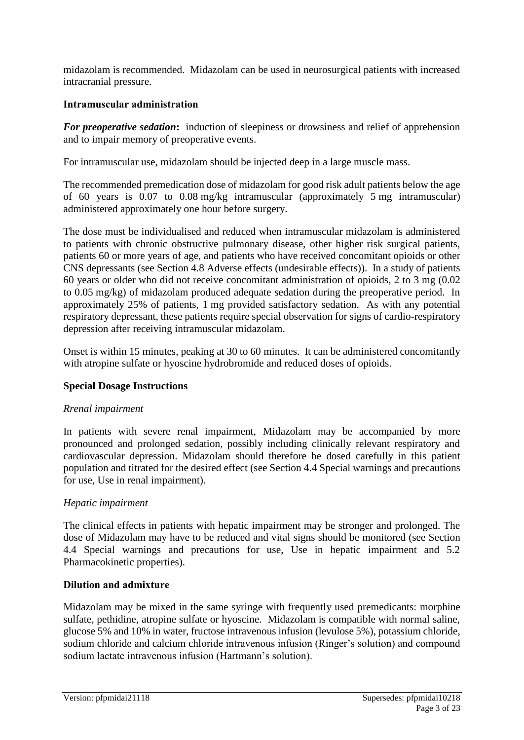midazolam is recommended. Midazolam can be used in neurosurgical patients with increased intracranial pressure.

### Intramuscular administration

***For preoperative sedation*:** induction of sleepiness or drowsiness and relief of apprehension and to impair memory of preoperative events.

For intramuscular use, midazolam should be injected deep in a large muscle mass.

The recommended premedication dose of midazolam for good risk adult patients below the age of 60 years is 0.07 to 0.08 mg/kg intramuscular (approximately 5 mg intramuscular) administered approximately one hour before surgery.

The dose must be individualised and reduced when intramuscular midazolam is administered to patients with chronic obstructive pulmonary disease, other higher risk surgical patients, patients 60 or more years of age, and patients who have received concomitant opioids or other CNS depressants (see Section 4.8 Adverse effects (undesirable effects)). In a study of patients 60 years or older who did not receive concomitant administration of opioids, 2 to 3 mg (0.02 to 0.05 mg/kg) of midazolam produced adequate sedation during the preoperative period. In approximately 25% of patients, 1 mg provided satisfactory sedation. As with any potential respiratory depressant, these patients require special observation for signs of cardio-respiratory depression after receiving intramuscular midazolam.

Onset is within 15 minutes, peaking at 30 to 60 minutes. It can be administered concomitantly with atropine sulfate or hyoscine hydrobromide and reduced doses of opioids.

### Special Dosage Instructions

*Rrenal impairment*

In patients with severe renal impairment, Midazolam may be accompanied by more pronounced and prolonged sedation, possibly including clinically relevant respiratory and cardiovascular depression. Midazolam should therefore be dosed carefully in this patient population and titrated for the desired effect (see Section 4.4 Special warnings and precautions for use, Use in renal impairment).

*Hepatic impairment*

The clinical effects in patients with hepatic impairment may be stronger and prolonged. The dose of Midazolam may have to be reduced and vital signs should be monitored (see Section 4.4 Special warnings and precautions for use, Use in hepatic impairment and 5.2 Pharmacokinetic properties).

### Dilution and admixture

Midazolam may be mixed in the same syringe with frequently used premedicants: morphine sulfate, pethidine, atropine sulfate or hyoscine. Midazolam is compatible with normal saline, glucose 5% and 10% in water, fructose intravenous infusion (levulose 5%), potassium chloride, sodium chloride and calcium chloride intravenous infusion (Ringer's solution) and compound sodium lactate intravenous infusion (Hartmann's solution).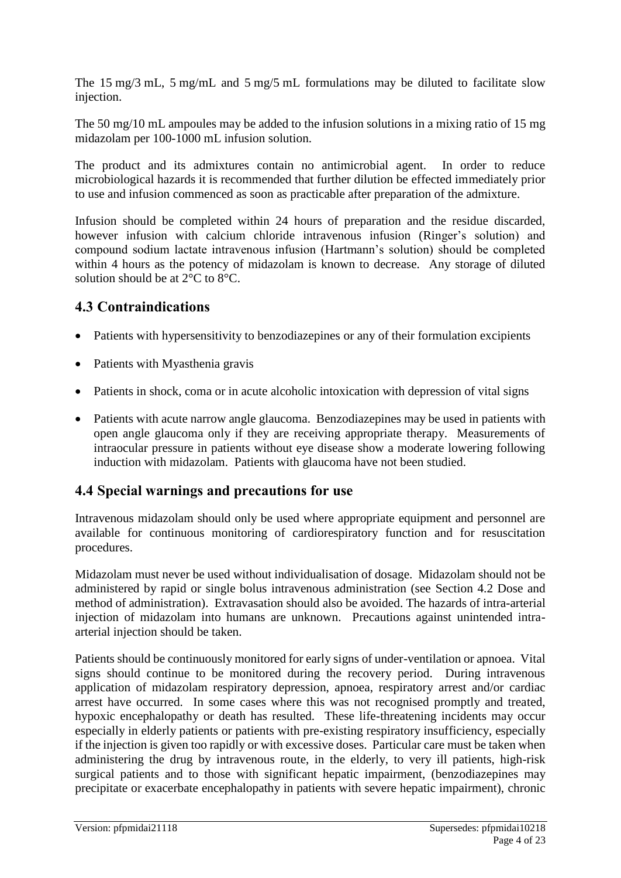The 15 mg/3 mL, 5 mg/mL and 5 mg/5 mL formulations may be diluted to facilitate slow injection.

The 50 mg/10 mL ampoules may be added to the infusion solutions in a mixing ratio of 15 mg midazolam per 100-1000 mL infusion solution.

The product and its admixtures contain no antimicrobial agent. In order to reduce microbiological hazards it is recommended that further dilution be effected immediately prior to use and infusion commenced as soon as practicable after preparation of the admixture.

Infusion should be completed within 24 hours of preparation and the residue discarded, however infusion with calcium chloride intravenous infusion (Ringer's solution) and compound sodium lactate intravenous infusion (Hartmann's solution) should be completed within 4 hours as the potency of midazolam is known to decrease. Any storage of diluted solution should be at 2°C to 8°C.

## 4.3 Contraindications

- Patients with hypersensitivity to benzodiazepines or any of their formulation excipients
- Patients with Myasthenia gravis
- Patients in shock, coma or in acute alcoholic intoxication with depression of vital signs
- Patients with acute narrow angle glaucoma. Benzodiazepines may be used in patients with open angle glaucoma only if they are receiving appropriate therapy. Measurements of intraocular pressure in patients without eye disease show a moderate lowering following induction with midazolam. Patients with glaucoma have not been studied.

## 4.4 Special warnings and precautions for use

Intravenous midazolam should only be used where appropriate equipment and personnel are available for continuous monitoring of cardiorespiratory function and for resuscitation procedures.

Midazolam must never be used without individualisation of dosage. Midazolam should not be administered by rapid or single bolus intravenous administration (see Section 4.2 Dose and method of administration). Extravasation should also be avoided. The hazards of intra-arterial injection of midazolam into humans are unknown. Precautions against unintended intra-arterial injection should be taken.

Patients should be continuously monitored for early signs of under-ventilation or apnoea. Vital signs should continue to be monitored during the recovery period. During intravenous application of midazolam respiratory depression, apnoea, respiratory arrest and/or cardiac arrest have occurred. In some cases where this was not recognised promptly and treated, hypoxic encephalopathy or death has resulted. These life-threatening incidents may occur especially in elderly patients or patients with pre-existing respiratory insufficiency, especially if the injection is given too rapidly or with excessive doses. Particular care must be taken when administering the drug by intravenous route, in the elderly, to very ill patients, high-risk surgical patients and to those with significant hepatic impairment, (benzodiazepines may precipitate or exacerbate encephalopathy in patients with severe hepatic impairment), chronic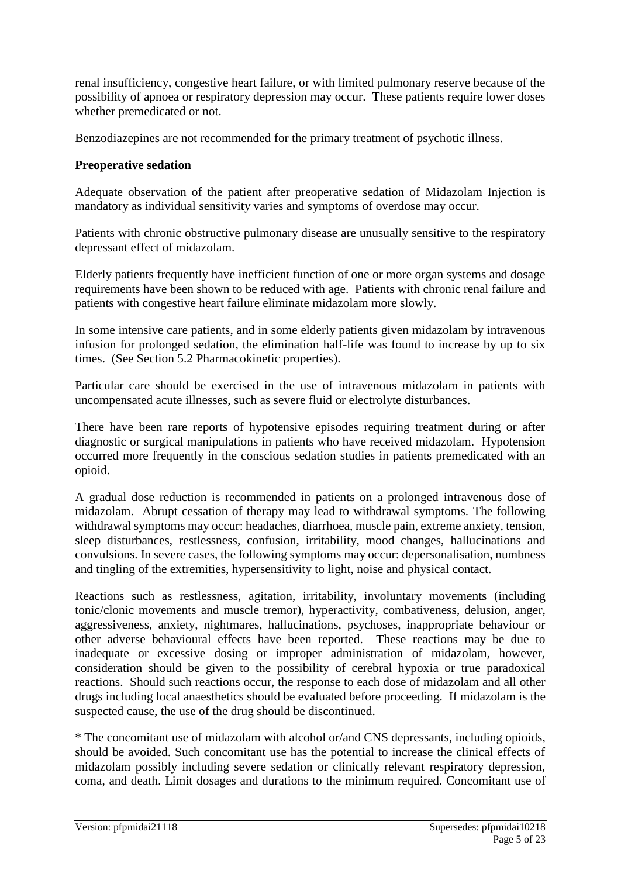renal insufficiency, congestive heart failure, or with limited pulmonary reserve because of the possibility of apnoea or respiratory depression may occur. These patients require lower doses whether premedicated or not.

Benzodiazepines are not recommended for the primary treatment of psychotic illness.

**Preoperative sedation**

Adequate observation of the patient after preoperative sedation of Midazolam Injection is mandatory as individual sensitivity varies and symptoms of overdose may occur.

Patients with chronic obstructive pulmonary disease are unusually sensitive to the respiratory depressant effect of midazolam.

Elderly patients frequently have inefficient function of one or more organ systems and dosage requirements have been shown to be reduced with age. Patients with chronic renal failure and patients with congestive heart failure eliminate midazolam more slowly.

In some intensive care patients, and in some elderly patients given midazolam by intravenous infusion for prolonged sedation, the elimination half-life was found to increase by up to six times. (See Section 5.2 Pharmacokinetic properties).

Particular care should be exercised in the use of intravenous midazolam in patients with uncompensated acute illnesses, such as severe fluid or electrolyte disturbances.

There have been rare reports of hypotensive episodes requiring treatment during or after diagnostic or surgical manipulations in patients who have received midazolam. Hypotension occurred more frequently in the conscious sedation studies in patients premedicated with an opioid.

A gradual dose reduction is recommended in patients on a prolonged intravenous dose of midazolam. Abrupt cessation of therapy may lead to withdrawal symptoms. The following withdrawal symptoms may occur: headaches, diarrhoea, muscle pain, extreme anxiety, tension, sleep disturbances, restlessness, confusion, irritability, mood changes, hallucinations and convulsions. In severe cases, the following symptoms may occur: depersonalisation, numbness and tingling of the extremities, hypersensitivity to light, noise and physical contact.

Reactions such as restlessness, agitation, irritability, involuntary movements (including tonic/clonic movements and muscle tremor), hyperactivity, combativeness, delusion, anger, aggressiveness, anxiety, nightmares, hallucinations, psychoses, inappropriate behaviour or other adverse behavioural effects have been reported. These reactions may be due to inadequate or excessive dosing or improper administration of midazolam, however, consideration should be given to the possibility of cerebral hypoxia or true paradoxical reactions. Should such reactions occur, the response to each dose of midazolam and all other drugs including local anaesthetics should be evaluated before proceeding. If midazolam is the suspected cause, the use of the drug should be discontinued.

* The concomitant use of midazolam with alcohol or/and CNS depressants, including opioids, should be avoided. Such concomitant use has the potential to increase the clinical effects of midazolam possibly including severe sedation or clinically relevant respiratory depression, coma, and death. Limit dosages and durations to the minimum required. Concomitant use of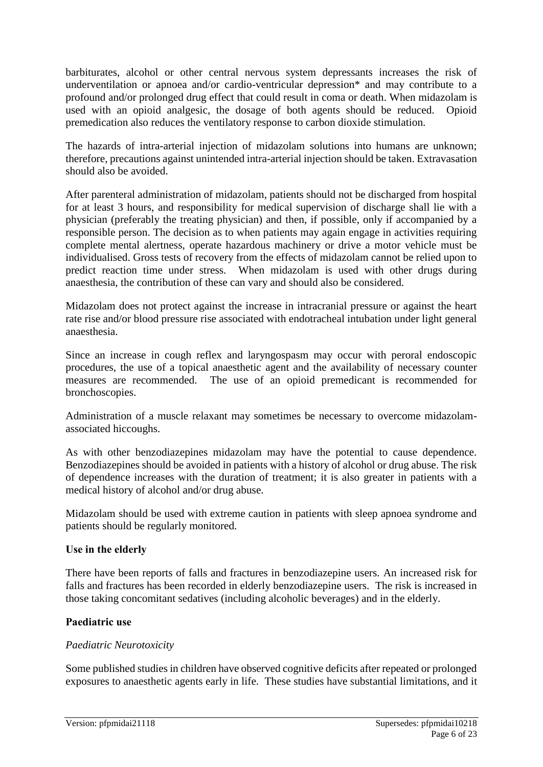barbiturates, alcohol or other central nervous system depressants increases the risk of underventilation or apnoea and/or cardio-ventricular depression* and may contribute to a profound and/or prolonged drug effect that could result in coma or death. When midazolam is used with an opioid analgesic, the dosage of both agents should be reduced. Opioid premedication also reduces the ventilatory response to carbon dioxide stimulation.

The hazards of intra-arterial injection of midazolam solutions into humans are unknown; therefore, precautions against unintended intra-arterial injection should be taken. Extravasation should also be avoided.

After parenteral administration of midazolam, patients should not be discharged from hospital for at least 3 hours, and responsibility for medical supervision of discharge shall lie with a physician (preferably the treating physician) and then, if possible, only if accompanied by a responsible person. The decision as to when patients may again engage in activities requiring complete mental alertness, operate hazardous machinery or drive a motor vehicle must be individualised. Gross tests of recovery from the effects of midazolam cannot be relied upon to predict reaction time under stress. When midazolam is used with other drugs during anaesthesia, the contribution of these can vary and should also be considered.

Midazolam does not protect against the increase in intracranial pressure or against the heart rate rise and/or blood pressure rise associated with endotracheal intubation under light general anaesthesia.

Since an increase in cough reflex and laryngospasm may occur with peroral endoscopic procedures, the use of a topical anaesthetic agent and the availability of necessary counter measures are recommended. The use of an opioid premedicant is recommended for bronchoscopies.

Administration of a muscle relaxant may sometimes be necessary to overcome midazolam-associated hiccoughs.

As with other benzodiazepines midazolam may have the potential to cause dependence. Benzodiazepines should be avoided in patients with a history of alcohol or drug abuse. The risk of dependence increases with the duration of treatment; it is also greater in patients with a medical history of alcohol and/or drug abuse.

Midazolam should be used with extreme caution in patients with sleep apnoea syndrome and patients should be regularly monitored.

**Use in the elderly**

There have been reports of falls and fractures in benzodiazepine users. An increased risk for falls and fractures has been recorded in elderly benzodiazepine users. The risk is increased in those taking concomitant sedatives (including alcoholic beverages) and in the elderly.

**Paediatric use**

*Paediatric Neurotoxicity*

Some published studies in children have observed cognitive deficits after repeated or prolonged exposures to anaesthetic agents early in life. These studies have substantial limitations, and it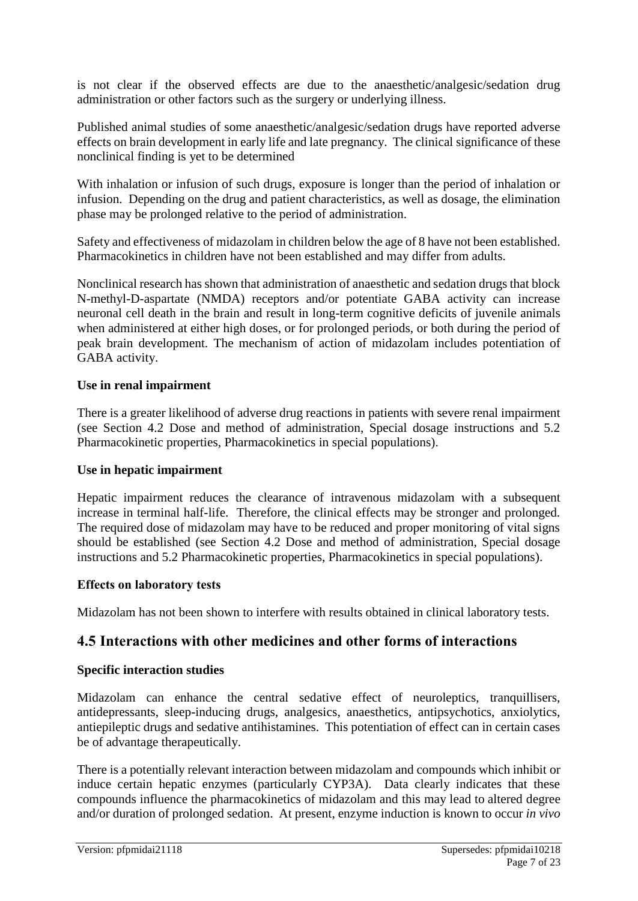is not clear if the observed effects are due to the anaesthetic/analgesic/sedation drug administration or other factors such as the surgery or underlying illness.

Published animal studies of some anaesthetic/analgesic/sedation drugs have reported adverse effects on brain development in early life and late pregnancy. The clinical significance of these nonclinical finding is yet to be determined

With inhalation or infusion of such drugs, exposure is longer than the period of inhalation or infusion. Depending on the drug and patient characteristics, as well as dosage, the elimination phase may be prolonged relative to the period of administration.

Safety and effectiveness of midazolam in children below the age of 8 have not been established. Pharmacokinetics in children have not been established and may differ from adults.

Nonclinical research has shown that administration of anaesthetic and sedation drugs that block N-methyl-D-aspartate (NMDA) receptors and/or potentiate GABA activity can increase neuronal cell death in the brain and result in long-term cognitive deficits of juvenile animals when administered at either high doses, or for prolonged periods, or both during the period of peak brain development. The mechanism of action of midazolam includes potentiation of GABA activity.

**Use in renal impairment**

There is a greater likelihood of adverse drug reactions in patients with severe renal impairment (see Section 4.2 Dose and method of administration, Special dosage instructions and 5.2 Pharmacokinetic properties, Pharmacokinetics in special populations).

**Use in hepatic impairment**

Hepatic impairment reduces the clearance of intravenous midazolam with a subsequent increase in terminal half-life. Therefore, the clinical effects may be stronger and prolonged. The required dose of midazolam may have to be reduced and proper monitoring of vital signs should be established (see Section 4.2 Dose and method of administration, Special dosage instructions and 5.2 Pharmacokinetic properties, Pharmacokinetics in special populations).

**Effects on laboratory tests**

Midazolam has not been shown to interfere with results obtained in clinical laboratory tests.

## 4.5 Interactions with other medicines and other forms of interactions

**Specific interaction studies**

Midazolam can enhance the central sedative effect of neuroleptics, tranquillisers, antidepressants, sleep-inducing drugs, analgesics, anaesthetics, antipsychotics, anxiolytics, antiepileptic drugs and sedative antihistamines. This potentiation of effect can in certain cases be of advantage therapeutically.

There is a potentially relevant interaction between midazolam and compounds which inhibit or induce certain hepatic enzymes (particularly CYP3A). Data clearly indicates that these compounds influence the pharmacokinetics of midazolam and this may lead to altered degree and/or duration of prolonged sedation. At present, enzyme induction is known to occur *in vivo*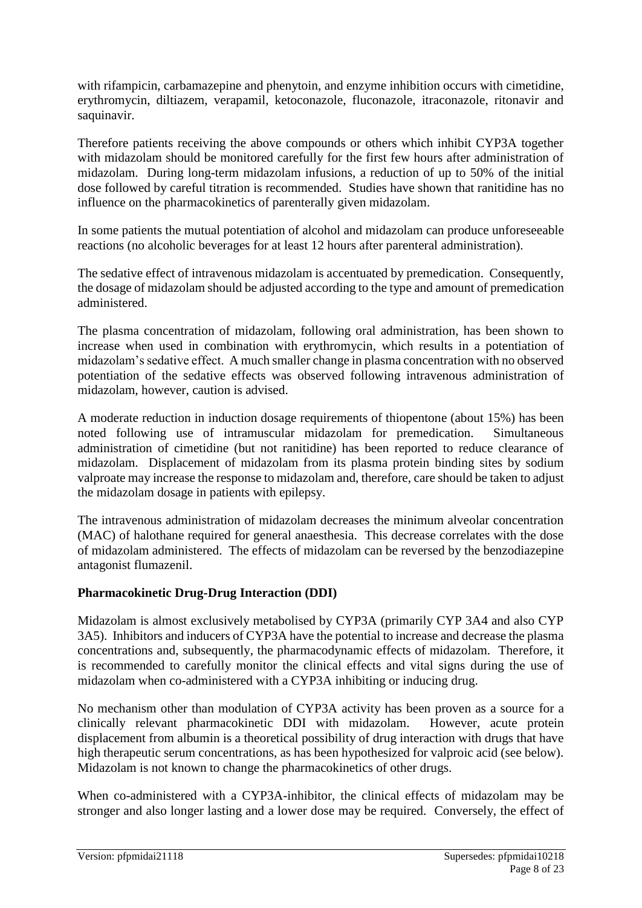with rifampicin, carbamazepine and phenytoin, and enzyme inhibition occurs with cimetidine, erythromycin, diltiazem, verapamil, ketoconazole, fluconazole, itraconazole, ritonavir and saquinavir.

Therefore patients receiving the above compounds or others which inhibit CYP3A together with midazolam should be monitored carefully for the first few hours after administration of midazolam. During long-term midazolam infusions, a reduction of up to 50% of the initial dose followed by careful titration is recommended. Studies have shown that ranitidine has no influence on the pharmacokinetics of parenterally given midazolam.

In some patients the mutual potentiation of alcohol and midazolam can produce unforeseeable reactions (no alcoholic beverages for at least 12 hours after parenteral administration).

The sedative effect of intravenous midazolam is accentuated by premedication. Consequently, the dosage of midazolam should be adjusted according to the type and amount of premedication administered.

The plasma concentration of midazolam, following oral administration, has been shown to increase when used in combination with erythromycin, which results in a potentiation of midazolam's sedative effect. A much smaller change in plasma concentration with no observed potentiation of the sedative effects was observed following intravenous administration of midazolam, however, caution is advised.

A moderate reduction in induction dosage requirements of thiopentone (about 15%) has been noted following use of intramuscular midazolam for premedication. Simultaneous administration of cimetidine (but not ranitidine) has been reported to reduce clearance of midazolam. Displacement of midazolam from its plasma protein binding sites by sodium valproate may increase the response to midazolam and, therefore, care should be taken to adjust the midazolam dosage in patients with epilepsy.

The intravenous administration of midazolam decreases the minimum alveolar concentration (MAC) of halothane required for general anaesthesia. This decrease correlates with the dose of midazolam administered. The effects of midazolam can be reversed by the benzodiazepine antagonist flumazenil.

**Pharmacokinetic Drug-Drug Interaction (DDI)**

Midazolam is almost exclusively metabolised by CYP3A (primarily CYP 3A4 and also CYP 3A5). Inhibitors and inducers of CYP3A have the potential to increase and decrease the plasma concentrations and, subsequently, the pharmacodynamic effects of midazolam. Therefore, it is recommended to carefully monitor the clinical effects and vital signs during the use of midazolam when co-administered with a CYP3A inhibiting or inducing drug.

No mechanism other than modulation of CYP3A activity has been proven as a source for a clinically relevant pharmacokinetic DDI with midazolam. However, acute protein displacement from albumin is a theoretical possibility of drug interaction with drugs that have high therapeutic serum concentrations, as has been hypothesized for valproic acid (see below). Midazolam is not known to change the pharmacokinetics of other drugs.

When co-administered with a CYP3A-inhibitor, the clinical effects of midazolam may be stronger and also longer lasting and a lower dose may be required. Conversely, the effect of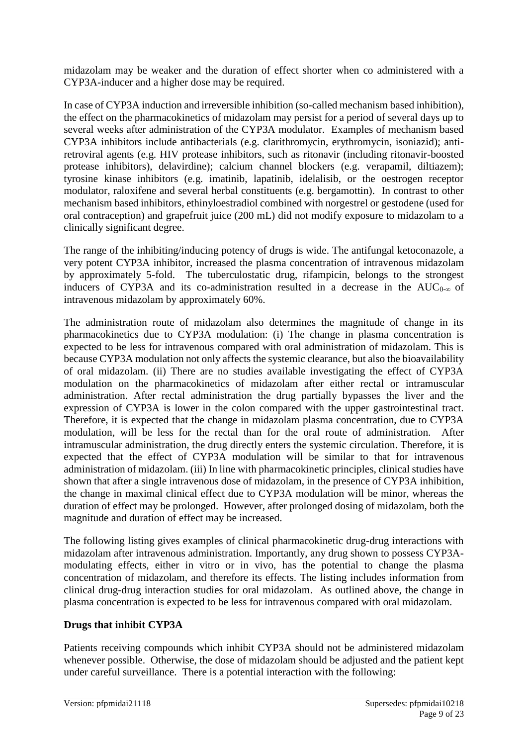midazolam may be weaker and the duration of effect shorter when co administered with a CYP3A-inducer and a higher dose may be required.

In case of CYP3A induction and irreversible inhibition (so-called mechanism based inhibition), the effect on the pharmacokinetics of midazolam may persist for a period of several days up to several weeks after administration of the CYP3A modulator. Examples of mechanism based CYP3A inhibitors include antibacterials (e.g. clarithromycin, erythromycin, isoniazid); anti-retroviral agents (e.g. HIV protease inhibitors, such as ritonavir (including ritonavir-boosted protease inhibitors), delavirdine); calcium channel blockers (e.g. verapamil, diltiazem); tyrosine kinase inhibitors (e.g. imatinib, lapatinib, idelalisib, or the oestrogen receptor modulator, raloxifene and several herbal constituents (e.g. bergamottin). In contrast to other mechanism based inhibitors, ethinyloestradiol combined with norgestrel or gestodene (used for oral contraception) and grapefruit juice (200 mL) did not modify exposure to midazolam to a clinically significant degree.

The range of the inhibiting/inducing potency of drugs is wide. The antifungal ketoconazole, a very potent CYP3A inhibitor, increased the plasma concentration of intravenous midazolam by approximately 5-fold. The tuberculostatic drug, rifampicin, belongs to the strongest inducers of CYP3A and its co-administration resulted in a decrease in the $AUC_{0-\infty}$ of intravenous midazolam by approximately 60%.

The administration route of midazolam also determines the magnitude of change in its pharmacokinetics due to CYP3A modulation: (i) The change in plasma concentration is expected to be less for intravenous compared with oral administration of midazolam. This is because CYP3A modulation not only affects the systemic clearance, but also the bioavailability of oral midazolam. (ii) There are no studies available investigating the effect of CYP3A modulation on the pharmacokinetics of midazolam after either rectal or intramuscular administration. After rectal administration the drug partially bypasses the liver and the expression of CYP3A is lower in the colon compared with the upper gastrointestinal tract. Therefore, it is expected that the change in midazolam plasma concentration, due to CYP3A modulation, will be less for the rectal than for the oral route of administration. After intramuscular administration, the drug directly enters the systemic circulation. Therefore, it is expected that the effect of CYP3A modulation will be similar to that for intravenous administration of midazolam. (iii) In line with pharmacokinetic principles, clinical studies have shown that after a single intravenous dose of midazolam, in the presence of CYP3A inhibition, the change in maximal clinical effect due to CYP3A modulation will be minor, whereas the duration of effect may be prolonged. However, after prolonged dosing of midazolam, both the magnitude and duration of effect may be increased.

The following listing gives examples of clinical pharmacokinetic drug-drug interactions with midazolam after intravenous administration. Importantly, any drug shown to possess CYP3A-modulating effects, either in vitro or in vivo, has the potential to change the plasma concentration of midazolam, and therefore its effects. The listing includes information from clinical drug-drug interaction studies for oral midazolam. As outlined above, the change in plasma concentration is expected to be less for intravenous compared with oral midazolam.

**Drugs that inhibit CYP3A**

Patients receiving compounds which inhibit CYP3A should not be administered midazolam whenever possible. Otherwise, the dose of midazolam should be adjusted and the patient kept under careful surveillance. There is a potential interaction with the following: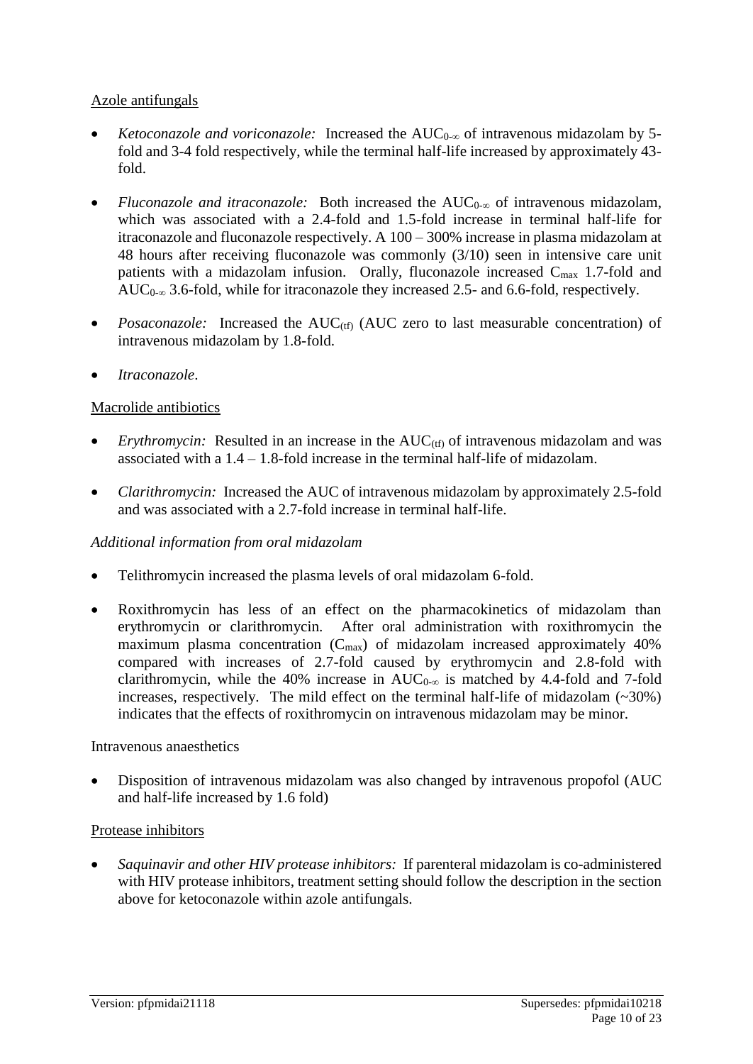Azole antifungals

- *Ketoconazole and voriconazole:* Increased the $AUC_{0-\infty}$ of intravenous midazolam by 5-fold and 3-4 fold respectively, while the terminal half-life increased by approximately 43-fold.
- *Fluconazole and itraconazole:* Both increased the $AUC_{0-\infty}$ of intravenous midazolam, which was associated with a 2.4-fold and 1.5-fold increase in terminal half-life for itraconazole and fluconazole respectively. A 100 – 300% increase in plasma midazolam at 48 hours after receiving fluconazole was commonly (3/10) seen in intensive care unit patients with a midazolam infusion. Orally, fluconazole increased $C_{max}$ 1.7-fold and $AUC_{0-\infty}$ 3.6-fold, while for itraconazole they increased 2.5- and 6.6-fold, respectively.
- *Posaconazole:* Increased the $AUC_{(tf)}$ (AUC zero to last measurable concentration) of intravenous midazolam by 1.8-fold.
- *Itraconazole*.

Macrolide antibiotics

- *Erythromycin:* Resulted in an increase in the $AUC_{(tf)}$ of intravenous midazolam and was associated with a 1.4 – 1.8-fold increase in the terminal half-life of midazolam.
- *Clarithromycin:* Increased the AUC of intravenous midazolam by approximately 2.5-fold and was associated with a 2.7-fold increase in terminal half-life.

*Additional information from oral midazolam*

- Telithromycin increased the plasma levels of oral midazolam 6-fold.
- Roxithromycin has less of an effect on the pharmacokinetics of midazolam than erythromycin or clarithromycin. After oral administration with roxithromycin the maximum plasma concentration ($C_{max}$) of midazolam increased approximately 40% compared with increases of 2.7-fold caused by erythromycin and 2.8-fold with clarithromycin, while the 40% increase in $AUC_{0-\infty}$ is matched by 4.4-fold and 7-fold increases, respectively. The mild effect on the terminal half-life of midazolam (~30%) indicates that the effects of roxithromycin on intravenous midazolam may be minor.

Intravenous anaesthetics

- Disposition of intravenous midazolam was also changed by intravenous propofol (AUC and half-life increased by 1.6 fold)

Protease inhibitors

- *Saquinavir and other HIV protease inhibitors:* If parenteral midazolam is co-administered with HIV protease inhibitors, treatment setting should follow the description in the section above for ketoconazole within azole antifungals.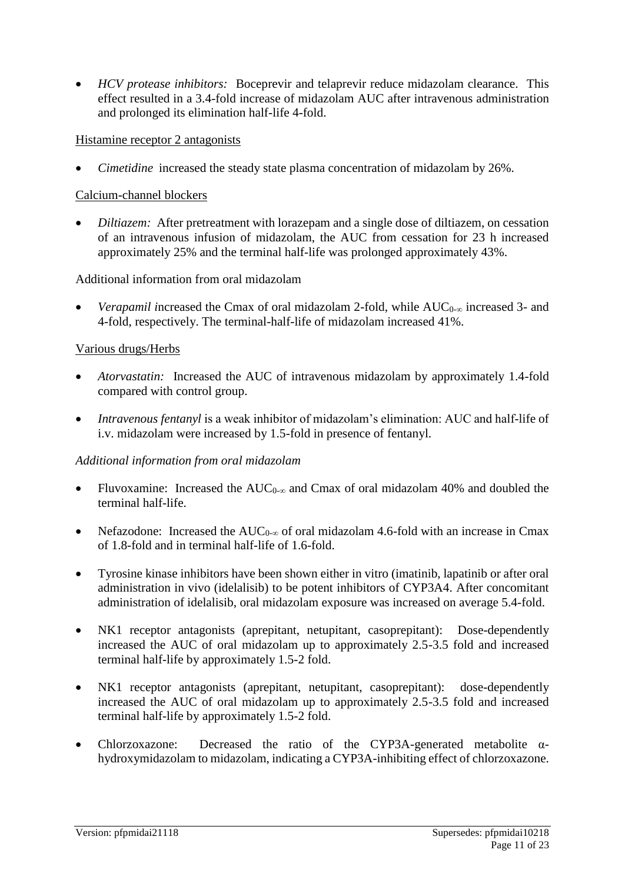- *HCV protease inhibitors:* Boceprevir and telaprevir reduce midazolam clearance. This effect resulted in a 3.4-fold increase of midazolam AUC after intravenous administration and prolonged its elimination half-life 4-fold.

Histamine receptor 2 antagonists

- *Cimetidine* increased the steady state plasma concentration of midazolam by 26%.

Calcium-channel blockers

- *Diltiazem:* After pretreatment with lorazepam and a single dose of diltiazem, on cessation of an intravenous infusion of midazolam, the AUC from cessation for 23 h increased approximately 25% and the terminal half-life was prolonged approximately 43%.

Additional information from oral midazolam

- *Verapamil* increased the Cmax of oral midazolam 2-fold, while $AUC_{0-\infty}$ increased 3- and 4-fold, respectively. The terminal-half-life of midazolam increased 41%.

Various drugs/Herbs

- *Atorvastatin:* Increased the AUC of intravenous midazolam by approximately 1.4-fold compared with control group.
- *Intravenous fentanyl* is a weak inhibitor of midazolam's elimination: AUC and half-life of i.v. midazolam were increased by 1.5-fold in presence of fentanyl.

*Additional information from oral midazolam*

- Fluvoxamine: Increased the $AUC_{0-\infty}$ and Cmax of oral midazolam 40% and doubled the terminal half-life.
- Nefazodone: Increased the $AUC_{0-\infty}$ of oral midazolam 4.6-fold with an increase in Cmax of 1.8-fold and in terminal half-life of 1.6-fold.
- Tyrosine kinase inhibitors have been shown either in vitro (imatinib, lapatinib or after oral administration in vivo (idelalisib) to be potent inhibitors of CYP3A4. After concomitant administration of idelalisib, oral midazolam exposure was increased on average 5.4-fold.
- NK1 receptor antagonists (aprepitant, netupitant, casoprepitant): Dose-dependently increased the AUC of oral midazolam up to approximately 2.5-3.5 fold and increased terminal half-life by approximately 1.5-2 fold.
- NK1 receptor antagonists (aprepitant, netupitant, casoprepitant): dose-dependently increased the AUC of oral midazolam up to approximately 2.5-3.5 fold and increased terminal half-life by approximately 1.5-2 fold.
- Chlorzoxazone: Decreased the ratio of the CYP3A-generated metabolite α-hydroxymidazolam to midazolam, indicating a CYP3A-inhibiting effect of chlorzoxazone.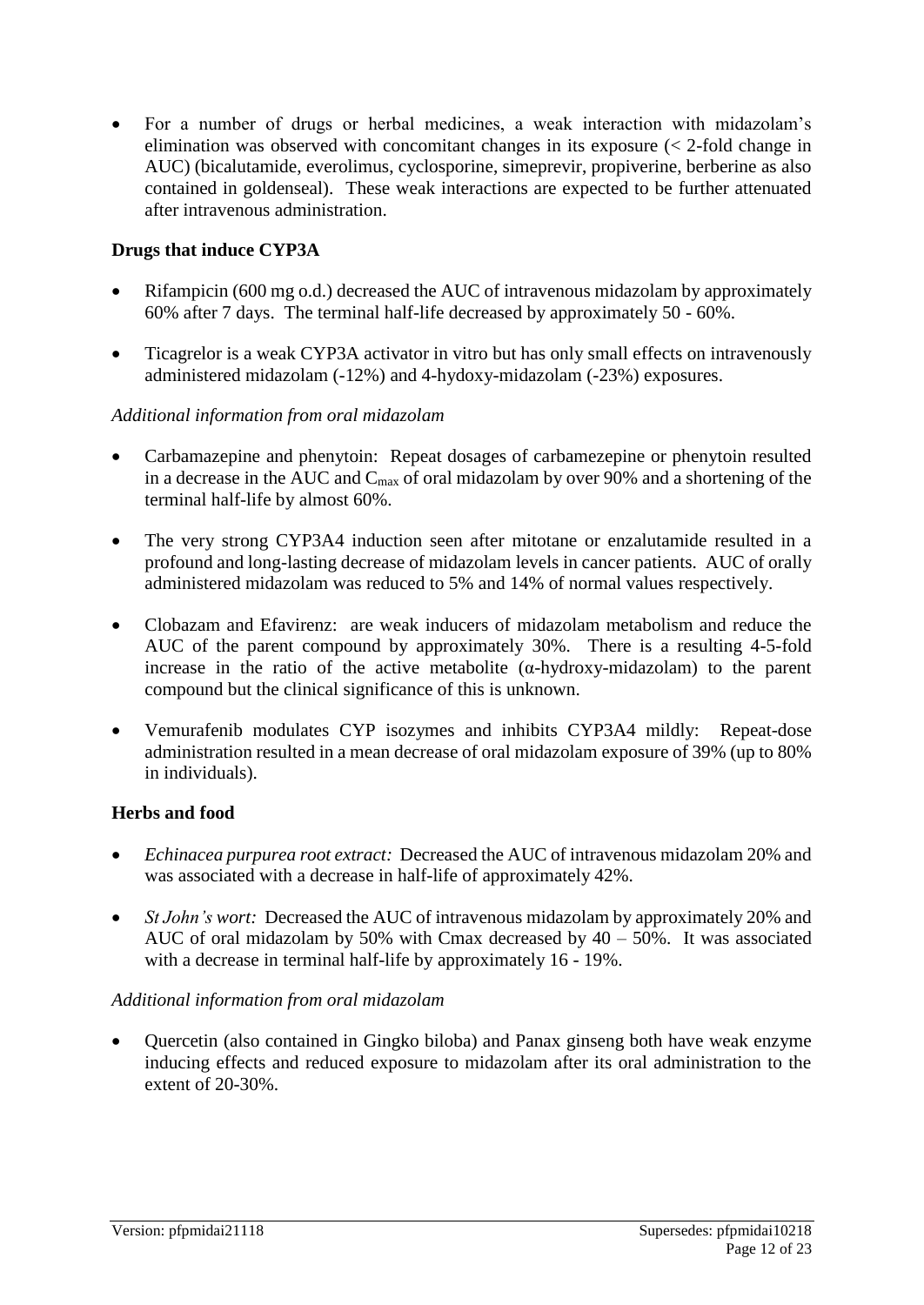- For a number of drugs or herbal medicines, a weak interaction with midazolam's elimination was observed with concomitant changes in its exposure (< 2-fold change in AUC) (bicalutamide, everolimus, cyclosporine, simeprevir, propiverine, berberine as also contained in goldenseal). These weak interactions are expected to be further attenuated after intravenous administration.

**Drugs that induce CYP3A**

- Rifampicin (600 mg o.d.) decreased the AUC of intravenous midazolam by approximately 60% after 7 days. The terminal half-life decreased by approximately 50 - 60%.
- Ticagrelor is a weak CYP3A activator in vitro but has only small effects on intravenously administered midazolam (-12%) and 4-hydoxy-midazolam (-23%) exposures.

*Additional information from oral midazolam*

- Carbamazepine and phenytoin: Repeat dosages of carbamezepine or phenytoin resulted in a decrease in the AUC and $C_{max}$ of oral midazolam by over 90% and a shortening of the terminal half-life by almost 60%.
- The very strong CYP3A4 induction seen after mitotane or enzalutamide resulted in a profound and long-lasting decrease of midazolam levels in cancer patients. AUC of orally administered midazolam was reduced to 5% and 14% of normal values respectively.
- Clobazam and Efavirenz: are weak inducers of midazolam metabolism and reduce the AUC of the parent compound by approximately 30%. There is a resulting 4-5-fold increase in the ratio of the active metabolite (α-hydroxy-midazolam) to the parent compound but the clinical significance of this is unknown.
- Vemurafenib modulates CYP isozymes and inhibits CYP3A4 mildly: Repeat-dose administration resulted in a mean decrease of oral midazolam exposure of 39% (up to 80% in individuals).

**Herbs and food**

- *Echinacea purpurea root extract:* Decreased the AUC of intravenous midazolam 20% and was associated with a decrease in half-life of approximately 42%.
- *St John's wort:* Decreased the AUC of intravenous midazolam by approximately 20% and AUC of oral midazolam by 50% with Cmax decreased by 40 – 50%. It was associated with a decrease in terminal half-life by approximately 16 - 19%.

*Additional information from oral midazolam*

- Quercetin (also contained in Gingko biloba) and Panax ginseng both have weak enzyme inducing effects and reduced exposure to midazolam after its oral administration to the extent of 20-30%.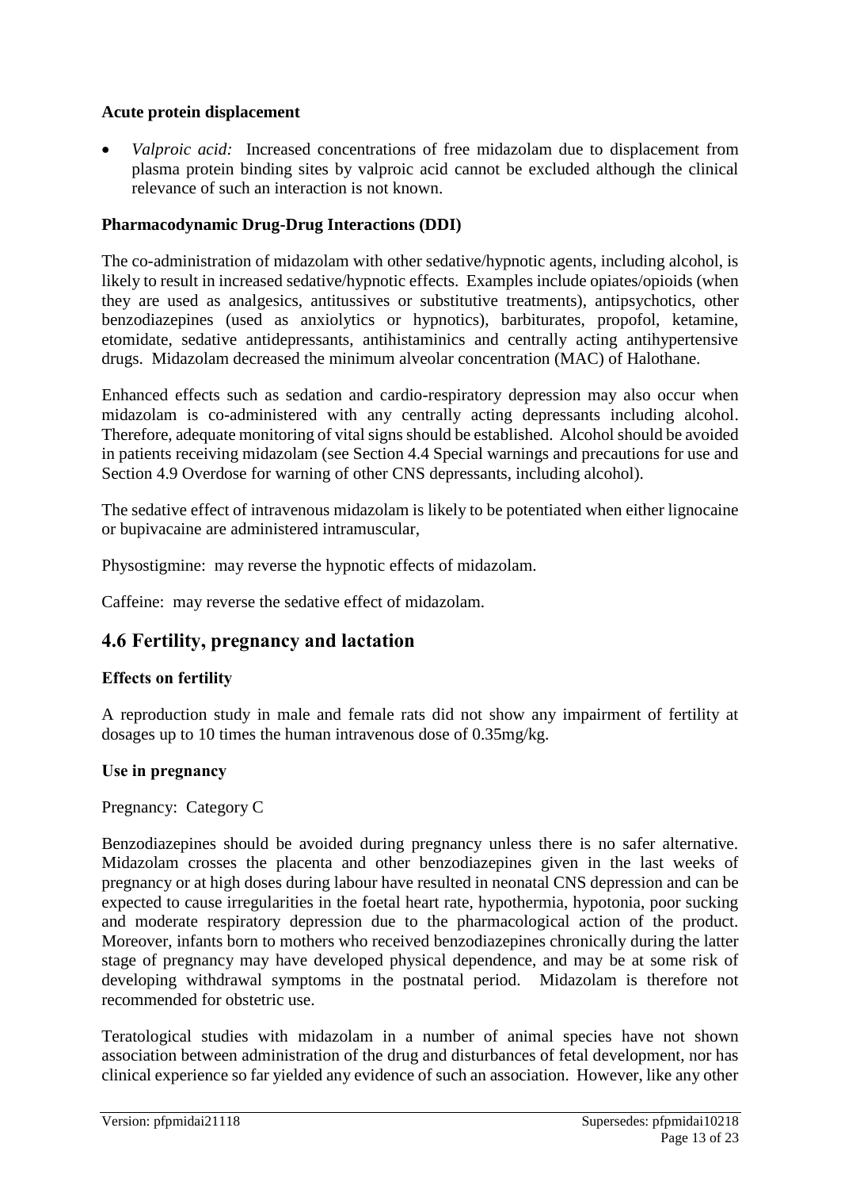**Acute protein displacement**

- *Valproic acid:* Increased concentrations of free midazolam due to displacement from plasma protein binding sites by valproic acid cannot be excluded although the clinical relevance of such an interaction is not known.

**Pharmacodynamic Drug-Drug Interactions (DDI)**

The co-administration of midazolam with other sedative/hypnotic agents, including alcohol, is likely to result in increased sedative/hypnotic effects. Examples include opiates/opioids (when they are used as analgesics, antitussives or substitutive treatments), antipsychotics, other benzodiazepines (used as anxiolytics or hypnotics), barbiturates, propofol, ketamine, etomidate, sedative antidepressants, antihistaminics and centrally acting antihypertensive drugs. Midazolam decreased the minimum alveolar concentration (MAC) of Halothane.

Enhanced effects such as sedation and cardio-respiratory depression may also occur when midazolam is co-administered with any centrally acting depressants including alcohol. Therefore, adequate monitoring of vital signs should be established. Alcohol should be avoided in patients receiving midazolam (see Section 4.4 Special warnings and precautions for use and Section 4.9 Overdose for warning of other CNS depressants, including alcohol).

The sedative effect of intravenous midazolam is likely to be potentiated when either lignocaine or bupivacaine are administered intramuscular,

Physostigmine: may reverse the hypnotic effects of midazolam.

Caffeine: may reverse the sedative effect of midazolam.

## 4.6 Fertility, pregnancy and lactation

**Effects on fertility**

A reproduction study in male and female rats did not show any impairment of fertility at dosages up to 10 times the human intravenous dose of 0.35mg/kg.

**Use in pregnancy**

Pregnancy: Category C

Benzodiazepines should be avoided during pregnancy unless there is no safer alternative. Midazolam crosses the placenta and other benzodiazepines given in the last weeks of pregnancy or at high doses during labour have resulted in neonatal CNS depression and can be expected to cause irregularities in the foetal heart rate, hypothermia, hypotonia, poor sucking and moderate respiratory depression due to the pharmacological action of the product. Moreover, infants born to mothers who received benzodiazepines chronically during the latter stage of pregnancy may have developed physical dependence, and may be at some risk of developing withdrawal symptoms in the postnatal period. Midazolam is therefore not recommended for obstetric use.

Teratological studies with midazolam in a number of animal species have not shown association between administration of the drug and disturbances of fetal development, nor has clinical experience so far yielded any evidence of such an association. However, like any other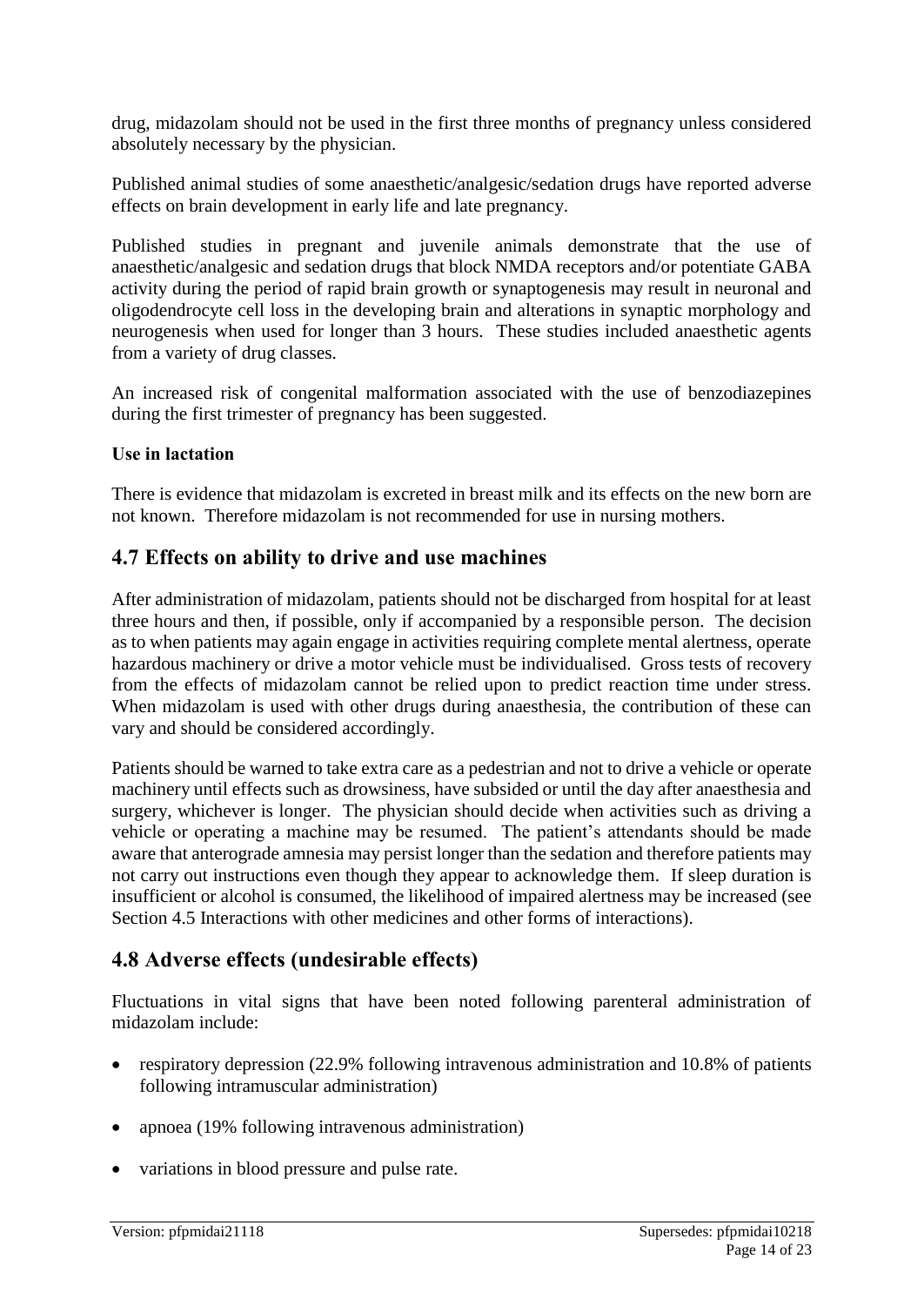drug, midazolam should not be used in the first three months of pregnancy unless considered absolutely necessary by the physician.

Published animal studies of some anaesthetic/analgesic/sedation drugs have reported adverse effects on brain development in early life and late pregnancy.

Published studies in pregnant and juvenile animals demonstrate that the use of anaesthetic/analgesic and sedation drugs that block NMDA receptors and/or potentiate GABA activity during the period of rapid brain growth or synaptogenesis may result in neuronal and oligodendrocyte cell loss in the developing brain and alterations in synaptic morphology and neurogenesis when used for longer than 3 hours. These studies included anaesthetic agents from a variety of drug classes.

An increased risk of congenital malformation associated with the use of benzodiazepines during the first trimester of pregnancy has been suggested.

**Use in lactation**

There is evidence that midazolam is excreted in breast milk and its effects on the new born are not known. Therefore midazolam is not recommended for use in nursing mothers.

## 4.7 Effects on ability to drive and use machines

After administration of midazolam, patients should not be discharged from hospital for at least three hours and then, if possible, only if accompanied by a responsible person. The decision as to when patients may again engage in activities requiring complete mental alertness, operate hazardous machinery or drive a motor vehicle must be individualised. Gross tests of recovery from the effects of midazolam cannot be relied upon to predict reaction time under stress. When midazolam is used with other drugs during anaesthesia, the contribution of these can vary and should be considered accordingly.

Patients should be warned to take extra care as a pedestrian and not to drive a vehicle or operate machinery until effects such as drowsiness, have subsided or until the day after anaesthesia and surgery, whichever is longer. The physician should decide when activities such as driving a vehicle or operating a machine may be resumed. The patient's attendants should be made aware that anterograde amnesia may persist longer than the sedation and therefore patients may not carry out instructions even though they appear to acknowledge them. If sleep duration is insufficient or alcohol is consumed, the likelihood of impaired alertness may be increased (see Section 4.5 Interactions with other medicines and other forms of interactions).

## 4.8 Adverse effects (undesirable effects)

Fluctuations in vital signs that have been noted following parenteral administration of midazolam include:

- respiratory depression (22.9% following intravenous administration and 10.8% of patients following intramuscular administration)
- apnoea (19% following intravenous administration)
- variations in blood pressure and pulse rate.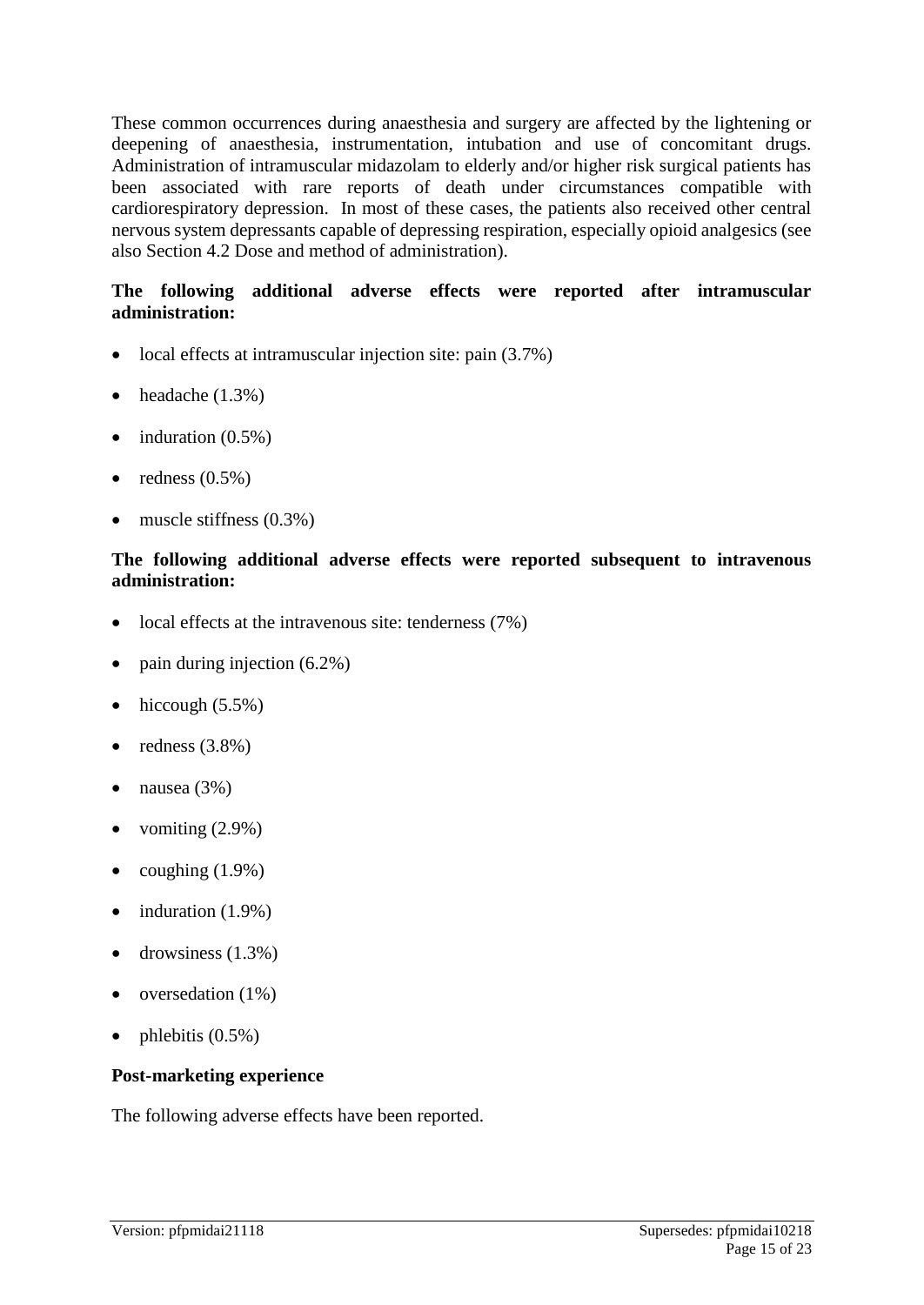These common occurrences during anaesthesia and surgery are affected by the lightening or deepening of anaesthesia, instrumentation, intubation and use of concomitant drugs. Administration of intramuscular midazolam to elderly and/or higher risk surgical patients has been associated with rare reports of death under circumstances compatible with cardiorespiratory depression. In most of these cases, the patients also received other central nervous system depressants capable of depressing respiration, especially opioid analgesics (see also Section 4.2 Dose and method of administration).

**The following additional adverse effects were reported after intramuscular administration:**

- local effects at intramuscular injection site: pain (3.7%)
- headache (1.3%)
- induration (0.5%)
- redness (0.5%)
- muscle stiffness (0.3%)

**The following additional adverse effects were reported subsequent to intravenous administration:**

- local effects at the intravenous site: tenderness (7%)
- pain during injection (6.2%)
- hiccough (5.5%)
- redness (3.8%)
- nausea (3%)
- vomiting (2.9%)
- coughing (1.9%)
- induration (1.9%)
- drowsiness (1.3%)
- oversedation (1%)
- phlebitis (0.5%)

**Post-marketing experience**

The following adverse effects have been reported.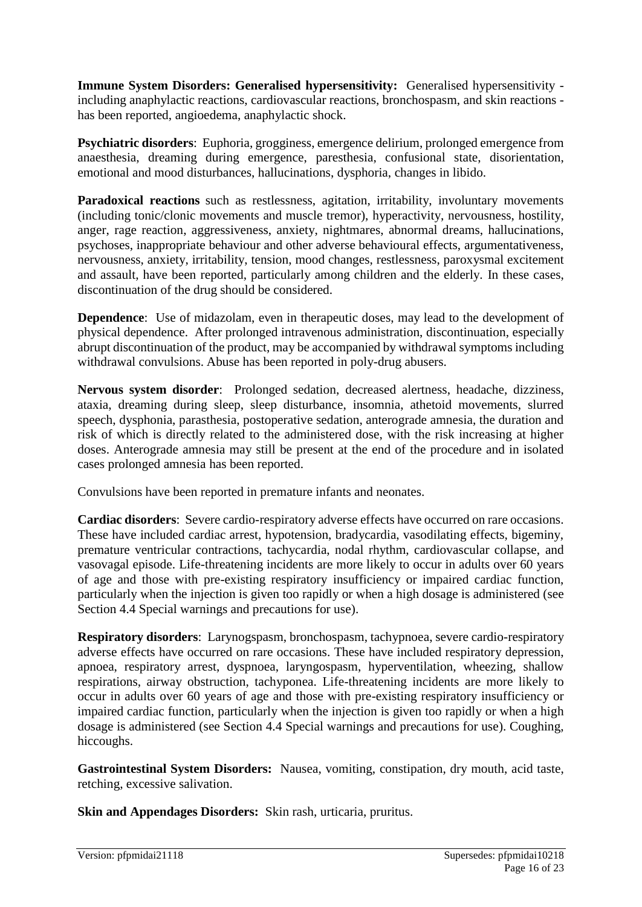**Immune System Disorders: Generalised hypersensitivity:** Generalised hypersensitivity - including anaphylactic reactions, cardiovascular reactions, bronchospasm, and skin reactions - has been reported, angioedema, anaphylactic shock.

**Psychiatric disorders**: Euphoria, grogginess, emergence delirium, prolonged emergence from anaesthesia, dreaming during emergence, paresthesia, confusional state, disorientation, emotional and mood disturbances, hallucinations, dysphoria, changes in libido.

**Paradoxical reactions** such as restlessness, agitation, irritability, involuntary movements (including tonic/clonic movements and muscle tremor), hyperactivity, nervousness, hostility, anger, rage reaction, aggressiveness, anxiety, nightmares, abnormal dreams, hallucinations, psychoses, inappropriate behaviour and other adverse behavioural effects, argumentativeness, nervousness, anxiety, irritability, tension, mood changes, restlessness, paroxysmal excitement and assault, have been reported, particularly among children and the elderly. In these cases, discontinuation of the drug should be considered.

**Dependence**: Use of midazolam, even in therapeutic doses, may lead to the development of physical dependence. After prolonged intravenous administration, discontinuation, especially abrupt discontinuation of the product, may be accompanied by withdrawal symptoms including withdrawal convulsions. Abuse has been reported in poly-drug abusers.

**Nervous system disorder**: Prolonged sedation, decreased alertness, headache, dizziness, ataxia, dreaming during sleep, sleep disturbance, insomnia, athetoid movements, slurred speech, dysphonia, parasthesia, postoperative sedation, anterograde amnesia, the duration and risk of which is directly related to the administered dose, with the risk increasing at higher doses. Anterograde amnesia may still be present at the end of the procedure and in isolated cases prolonged amnesia has been reported.

Convulsions have been reported in premature infants and neonates.

**Cardiac disorders**: Severe cardio-respiratory adverse effects have occurred on rare occasions. These have included cardiac arrest, hypotension, bradycardia, vasodilating effects, bigeminy, premature ventricular contractions, tachycardia, nodal rhythm, cardiovascular collapse, and vasovagal episode. Life-threatening incidents are more likely to occur in adults over 60 years of age and those with pre-existing respiratory insufficiency or impaired cardiac function, particularly when the injection is given too rapidly or when a high dosage is administered (see Section 4.4 Special warnings and precautions for use).

**Respiratory disorders**: Larynogspasm, bronchospasm, tachypnoea, severe cardio-respiratory adverse effects have occurred on rare occasions. These have included respiratory depression, apnoea, respiratory arrest, dyspnoea, laryngospasm, hyperventilation, wheezing, shallow respirations, airway obstruction, tachyponea. Life-threatening incidents are more likely to occur in adults over 60 years of age and those with pre-existing respiratory insufficiency or impaired cardiac function, particularly when the injection is given too rapidly or when a high dosage is administered (see Section 4.4 Special warnings and precautions for use). Coughing, hiccoughs.

**Gastrointestinal System Disorders:** Nausea, vomiting, constipation, dry mouth, acid taste, retching, excessive salivation.

**Skin and Appendages Disorders:** Skin rash, urticaria, pruritus.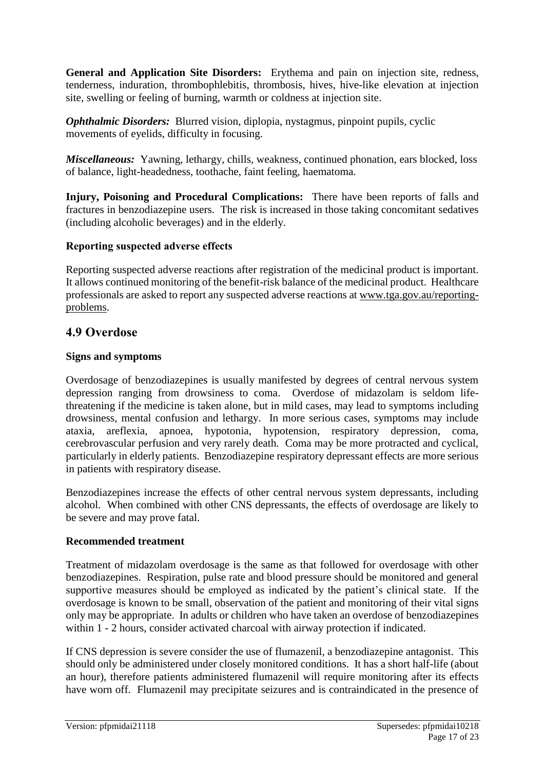**General and Application Site Disorders:** Erythema and pain on injection site, redness, tenderness, induration, thrombophlebitis, thrombosis, hives, hive-like elevation at injection site, swelling or feeling of burning, warmth or coldness at injection site.

***Ophthalmic Disorders:*** Blurred vision, diplopia, nystagmus, pinpoint pupils, cyclic movements of eyelids, difficulty in focusing.

***Miscellaneous:*** Yawning, lethargy, chills, weakness, continued phonation, ears blocked, loss of balance, light-headedness, toothache, faint feeling, haematoma.

**Injury, Poisoning and Procedural Complications:** There have been reports of falls and fractures in benzodiazepine users. The risk is increased in those taking concomitant sedatives (including alcoholic beverages) and in the elderly.

### Reporting suspected adverse effects

Reporting suspected adverse reactions after registration of the medicinal product is important. It allows continued monitoring of the benefit-risk balance of the medicinal product. Healthcare professionals are asked to report any suspected adverse reactions at www.tga.gov.au/reporting-problems.

## 4.9 Overdose

### Signs and symptoms

Overdosage of benzodiazepines is usually manifested by degrees of central nervous system depression ranging from drowsiness to coma. Overdose of midazolam is seldom life-threatening if the medicine is taken alone, but in mild cases, may lead to symptoms including drowsiness, mental confusion and lethargy. In more serious cases, symptoms may include ataxia, areflexia, apnoea, hypotonia, hypotension, respiratory depression, coma, cerebrovascular perfusion and very rarely death. Coma may be more protracted and cyclical, particularly in elderly patients. Benzodiazepine respiratory depressant effects are more serious in patients with respiratory disease.

Benzodiazepines increase the effects of other central nervous system depressants, including alcohol. When combined with other CNS depressants, the effects of overdosage are likely to be severe and may prove fatal.

### Recommended treatment

Treatment of midazolam overdosage is the same as that followed for overdosage with other benzodiazepines. Respiration, pulse rate and blood pressure should be monitored and general supportive measures should be employed as indicated by the patient's clinical state. If the overdosage is known to be small, observation of the patient and monitoring of their vital signs only may be appropriate. In adults or children who have taken an overdose of benzodiazepines within 1 - 2 hours, consider activated charcoal with airway protection if indicated.

If CNS depression is severe consider the use of flumazenil, a benzodiazepine antagonist. This should only be administered under closely monitored conditions. It has a short half-life (about an hour), therefore patients administered flumazenil will require monitoring after its effects have worn off. Flumazenil may precipitate seizures and is contraindicated in the presence of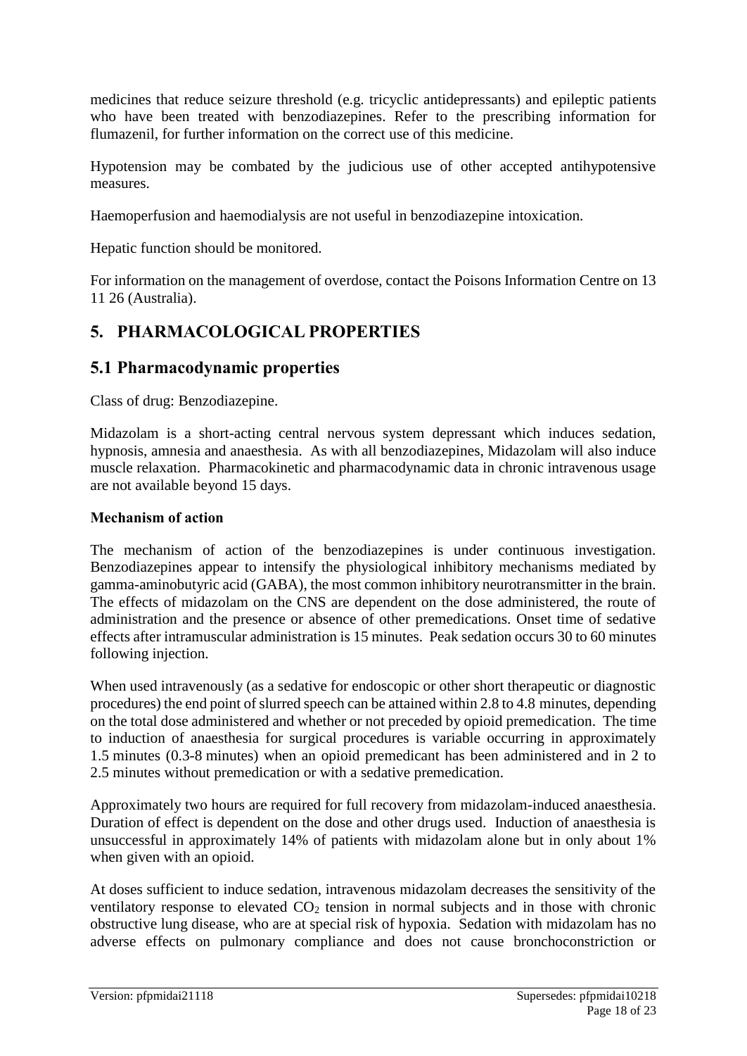medicines that reduce seizure threshold (e.g. tricyclic antidepressants) and epileptic patients who have been treated with benzodiazepines. Refer to the prescribing information for flumazenil, for further information on the correct use of this medicine.

Hypotension may be combated by the judicious use of other accepted antihypotensive measures.

Haemoperfusion and haemodialysis are not useful in benzodiazepine intoxication.

Hepatic function should be monitored.

For information on the management of overdose, contact the Poisons Information Centre on 13 11 26 (Australia).

# 5. PHARMACOLOGICAL PROPERTIES

## 5.1 Pharmacodynamic properties

Class of drug: Benzodiazepine.

Midazolam is a short-acting central nervous system depressant which induces sedation, hypnosis, amnesia and anaesthesia. As with all benzodiazepines, Midazolam will also induce muscle relaxation. Pharmacokinetic and pharmacodynamic data in chronic intravenous usage are not available beyond 15 days.

### Mechanism of action

The mechanism of action of the benzodiazepines is under continuous investigation. Benzodiazepines appear to intensify the physiological inhibitory mechanisms mediated by gamma-aminobutyric acid (GABA), the most common inhibitory neurotransmitter in the brain. The effects of midazolam on the CNS are dependent on the dose administered, the route of administration and the presence or absence of other premedications. Onset time of sedative effects after intramuscular administration is 15 minutes. Peak sedation occurs 30 to 60 minutes following injection.

When used intravenously (as a sedative for endoscopic or other short therapeutic or diagnostic procedures) the end point of slurred speech can be attained within 2.8 to 4.8 minutes, depending on the total dose administered and whether or not preceded by opioid premedication. The time to induction of anaesthesia for surgical procedures is variable occurring in approximately 1.5 minutes (0.3-8 minutes) when an opioid premedicant has been administered and in 2 to 2.5 minutes without premedication or with a sedative premedication.

Approximately two hours are required for full recovery from midazolam-induced anaesthesia. Duration of effect is dependent on the dose and other drugs used. Induction of anaesthesia is unsuccessful in approximately 14% of patients with midazolam alone but in only about 1% when given with an opioid.

At doses sufficient to induce sedation, intravenous midazolam decreases the sensitivity of the ventilatory response to elevated $CO_2$ tension in normal subjects and in those with chronic obstructive lung disease, who are at special risk of hypoxia. Sedation with midazolam has no adverse effects on pulmonary compliance and does not cause bronchoconstriction or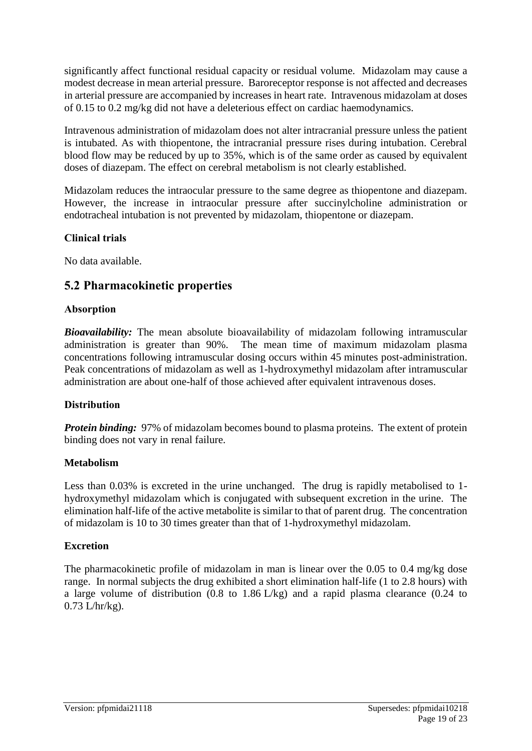significantly affect functional residual capacity or residual volume. Midazolam may cause a modest decrease in mean arterial pressure. Baroreceptor response is not affected and decreases in arterial pressure are accompanied by increases in heart rate. Intravenous midazolam at doses of 0.15 to 0.2 mg/kg did not have a deleterious effect on cardiac haemodynamics.

Intravenous administration of midazolam does not alter intracranial pressure unless the patient is intubated. As with thiopentone, the intracranial pressure rises during intubation. Cerebral blood flow may be reduced by up to 35%, which is of the same order as caused by equivalent doses of diazepam. The effect on cerebral metabolism is not clearly established.

Midazolam reduces the intraocular pressure to the same degree as thiopentone and diazepam. However, the increase in intraocular pressure after succinylcholine administration or endotracheal intubation is not prevented by midazolam, thiopentone or diazepam.

### Clinical trials

No data available.

## 5.2 Pharmacokinetic properties

### Absorption

***Bioavailability:*** The mean absolute bioavailability of midazolam following intramuscular administration is greater than 90%. The mean time of maximum midazolam plasma concentrations following intramuscular dosing occurs within 45 minutes post-administration. Peak concentrations of midazolam as well as 1-hydroxymethyl midazolam after intramuscular administration are about one-half of those achieved after equivalent intravenous doses.

### Distribution

***Protein binding:*** 97% of midazolam becomes bound to plasma proteins. The extent of protein binding does not vary in renal failure.

### Metabolism

Less than 0.03% is excreted in the urine unchanged. The drug is rapidly metabolised to 1-hydroxymethyl midazolam which is conjugated with subsequent excretion in the urine. The elimination half-life of the active metabolite is similar to that of parent drug. The concentration of midazolam is 10 to 30 times greater than that of 1-hydroxymethyl midazolam.

### Excretion

The pharmacokinetic profile of midazolam in man is linear over the 0.05 to 0.4 mg/kg dose range. In normal subjects the drug exhibited a short elimination half-life (1 to 2.8 hours) with a large volume of distribution (0.8 to 1.86 L/kg) and a rapid plasma clearance (0.24 to 0.73 L/hr/kg).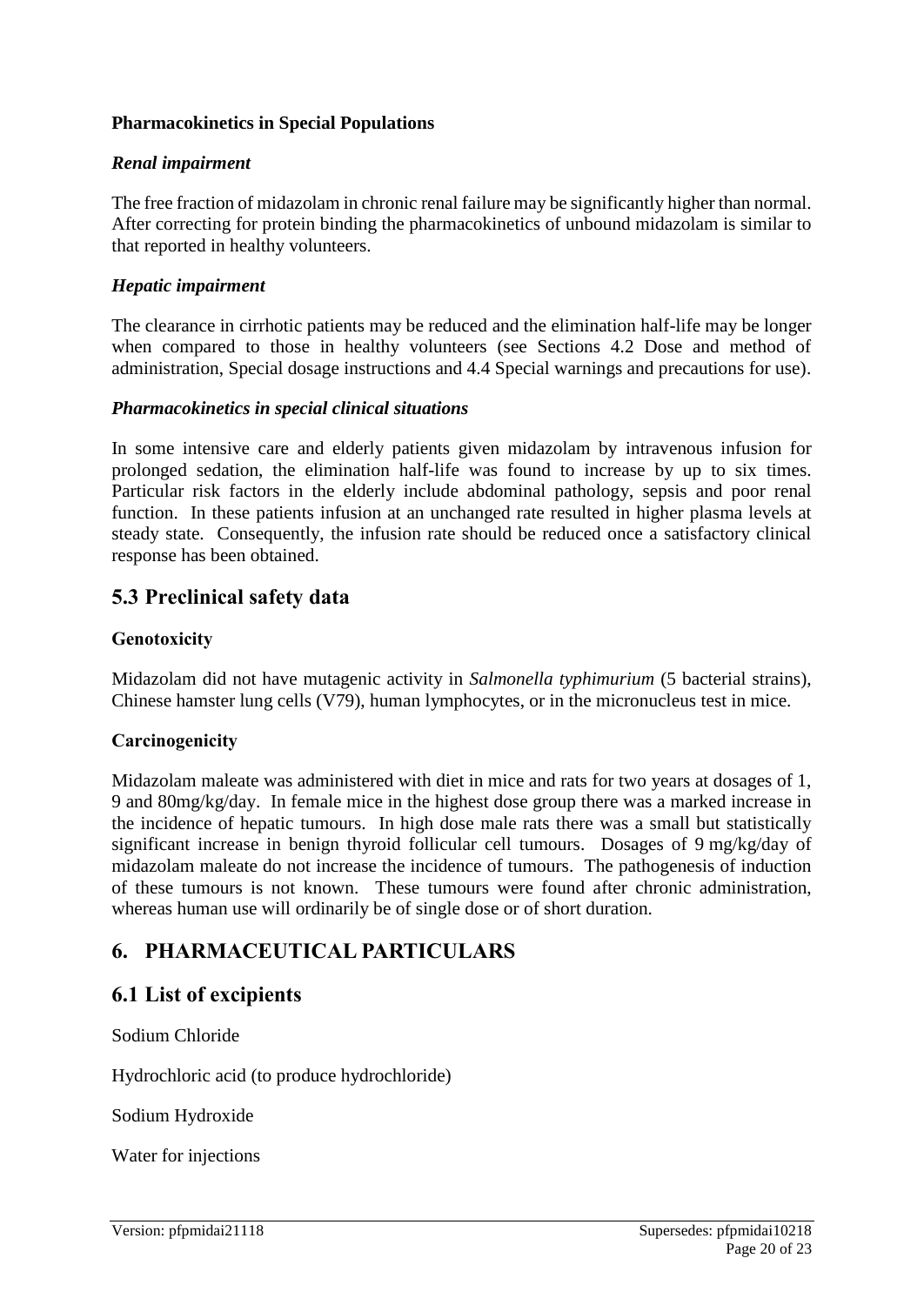**Pharmacokinetics in Special Populations**

***Renal impairment***

The free fraction of midazolam in chronic renal failure may be significantly higher than normal. After correcting for protein binding the pharmacokinetics of unbound midazolam is similar to that reported in healthy volunteers.

***Hepatic impairment***

The clearance in cirrhotic patients may be reduced and the elimination half-life may be longer when compared to those in healthy volunteers (see Sections 4.2 Dose and method of administration, Special dosage instructions and 4.4 Special warnings and precautions for use).

***Pharmacokinetics in special clinical situations***

In some intensive care and elderly patients given midazolam by intravenous infusion for prolonged sedation, the elimination half-life was found to increase by up to six times. Particular risk factors in the elderly include abdominal pathology, sepsis and poor renal function. In these patients infusion at an unchanged rate resulted in higher plasma levels at steady state. Consequently, the infusion rate should be reduced once a satisfactory clinical response has been obtained.

## 5.3 Preclinical safety data

**Genotoxicity**

Midazolam did not have mutagenic activity in *Salmonella typhimurium* (5 bacterial strains), Chinese hamster lung cells (V79), human lymphocytes, or in the micronucleus test in mice.

**Carcinogenicity**

Midazolam maleate was administered with diet in mice and rats for two years at dosages of 1, 9 and 80mg/kg/day. In female mice in the highest dose group there was a marked increase in the incidence of hepatic tumours. In high dose male rats there was a small but statistically significant increase in benign thyroid follicular cell tumours. Dosages of 9 mg/kg/day of midazolam maleate do not increase the incidence of tumours. The pathogenesis of induction of these tumours is not known. These tumours were found after chronic administration, whereas human use will ordinarily be of single dose or of short duration.

# 6. PHARMACEUTICAL PARTICULARS

## 6.1 List of excipients

Sodium Chloride

Hydrochloric acid (to produce hydrochloride)

Sodium Hydroxide

Water for injections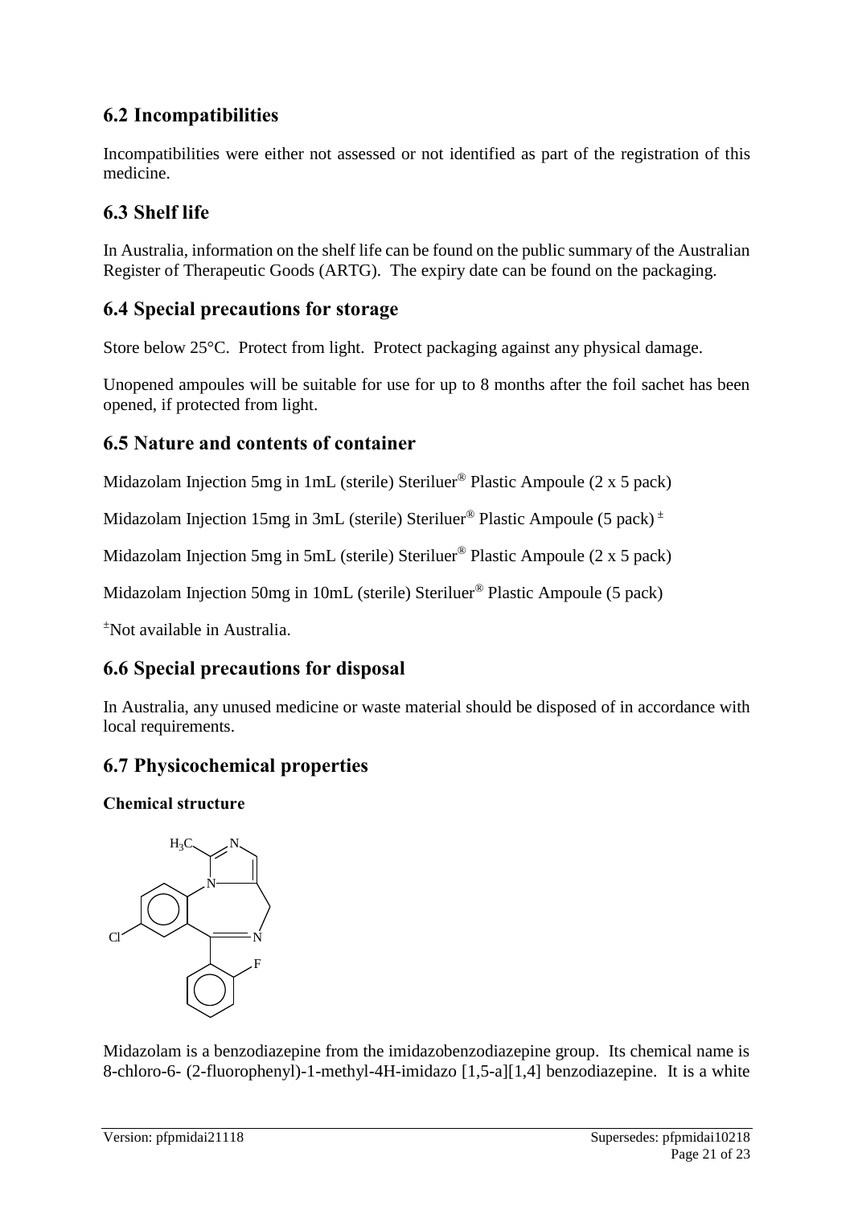## 6.2 Incompatibilities

Incompatibilities were either not assessed or not identified as part of the registration of this medicine.

## 6.3 Shelf life

In Australia, information on the shelf life can be found on the public summary of the Australian Register of Therapeutic Goods (ARTG). The expiry date can be found on the packaging.

## 6.4 Special precautions for storage

Store below 25°C. Protect from light. Protect packaging against any physical damage.

Unopened ampoules will be suitable for use for up to 8 months after the foil sachet has been opened, if protected from light.

## 6.5 Nature and contents of container

Midazolam Injection 5mg in 1mL (sterile) Steriluer® Plastic Ampoule (2 x 5 pack)

Midazolam Injection 15mg in 3mL (sterile) Steriluer® Plastic Ampoule (5 pack) ±

Midazolam Injection 5mg in 5mL (sterile) Steriluer® Plastic Ampoule (2 x 5 pack)

Midazolam Injection 50mg in 10mL (sterile) Steriluer® Plastic Ampoule (5 pack)

±Not available in Australia.

## 6.6 Special precautions for disposal

In Australia, any unused medicine or waste material should be disposed of in accordance with local requirements.

## 6.7 Physicochemical properties

### Chemical structure

Midazolam is a benzodiazepine from the imidazobenzodiazepine group. Its chemical name is 8-chloro-6- (2-fluorophenyl)-1-methyl-4H-imidazo [1,5-a][1,4] benzodiazepine. It is a white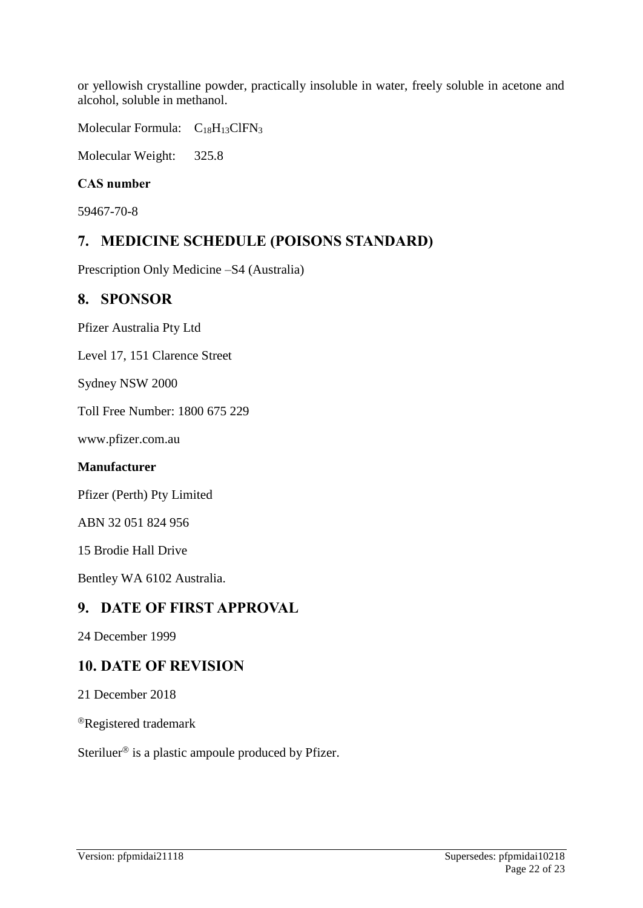or yellowish crystalline powder, practically insoluble in water, freely soluble in acetone and alcohol, soluble in methanol.

Molecular Formula: $C_{18}H_{13}ClFN_3$

Molecular Weight: 325.8

**CAS number**

59467-70-8

## 7. MEDICINE SCHEDULE (POISONS STANDARD)

Prescription Only Medicine –S4 (Australia)

## 8. SPONSOR

Pfizer Australia Pty Ltd

Level 17, 151 Clarence Street

Sydney NSW 2000

Toll Free Number: 1800 675 229

www.pfizer.com.au

**Manufacturer**

Pfizer (Perth) Pty Limited

ABN 32 051 824 956

15 Brodie Hall Drive

Bentley WA 6102 Australia.

## 9. DATE OF FIRST APPROVAL

24 December 1999

## 10. DATE OF REVISION

21 December 2018

®Registered trademark

Steriluer® is a plastic ampoule produced by Pfizer.

Version: pfpmidai21118 Supersedes: pfpmidai10218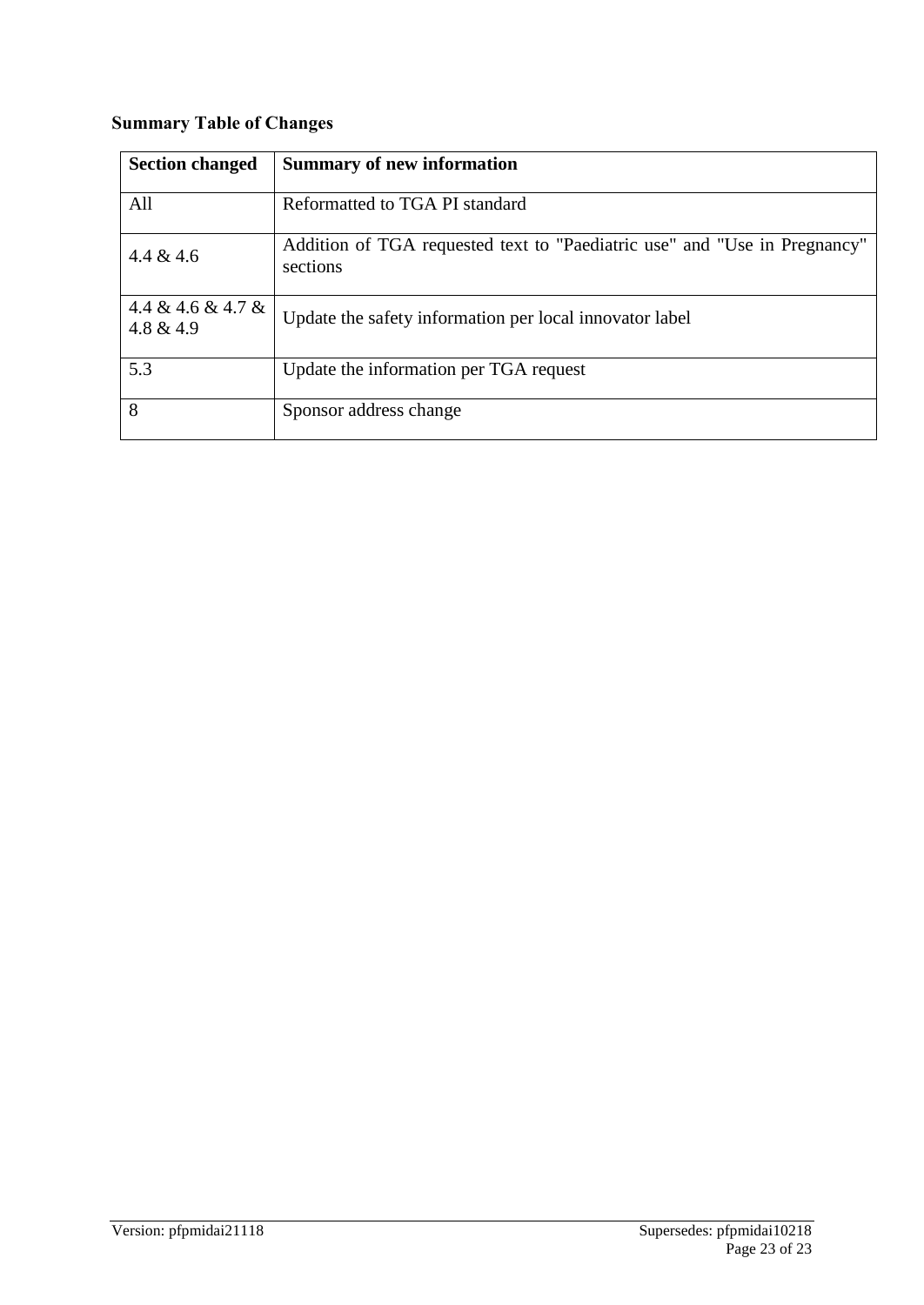**Summary Table of Changes**

| Section changed | Summary of new information |
| --- | --- |
| All | Reformatted to TGA PI standard |
| 4.4 & 4.6 | Addition of TGA requested text to "Paediatric use" and "Use in Pregnancy" sections |
| 4.4 & 4.6 & 4.7 & 4.8 & 4.9 | Update the safety information per local innovator label |
| 5.3 | Update the information per TGA request |
| 8 | Sponsor address change |